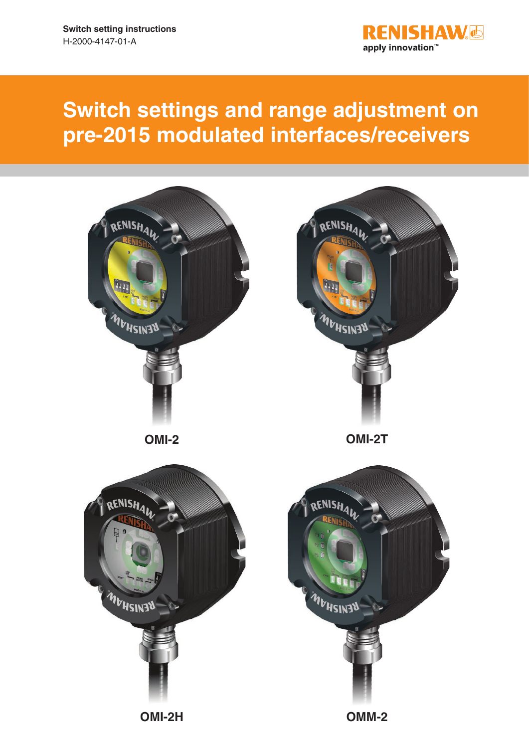Switch setting instructions
H-2000-4147-01-A

# Switch settings and range adjustment on pre-2015 modulated interfaces/receivers

OMI-2

OMI-2T

OMI-2H

OMM-2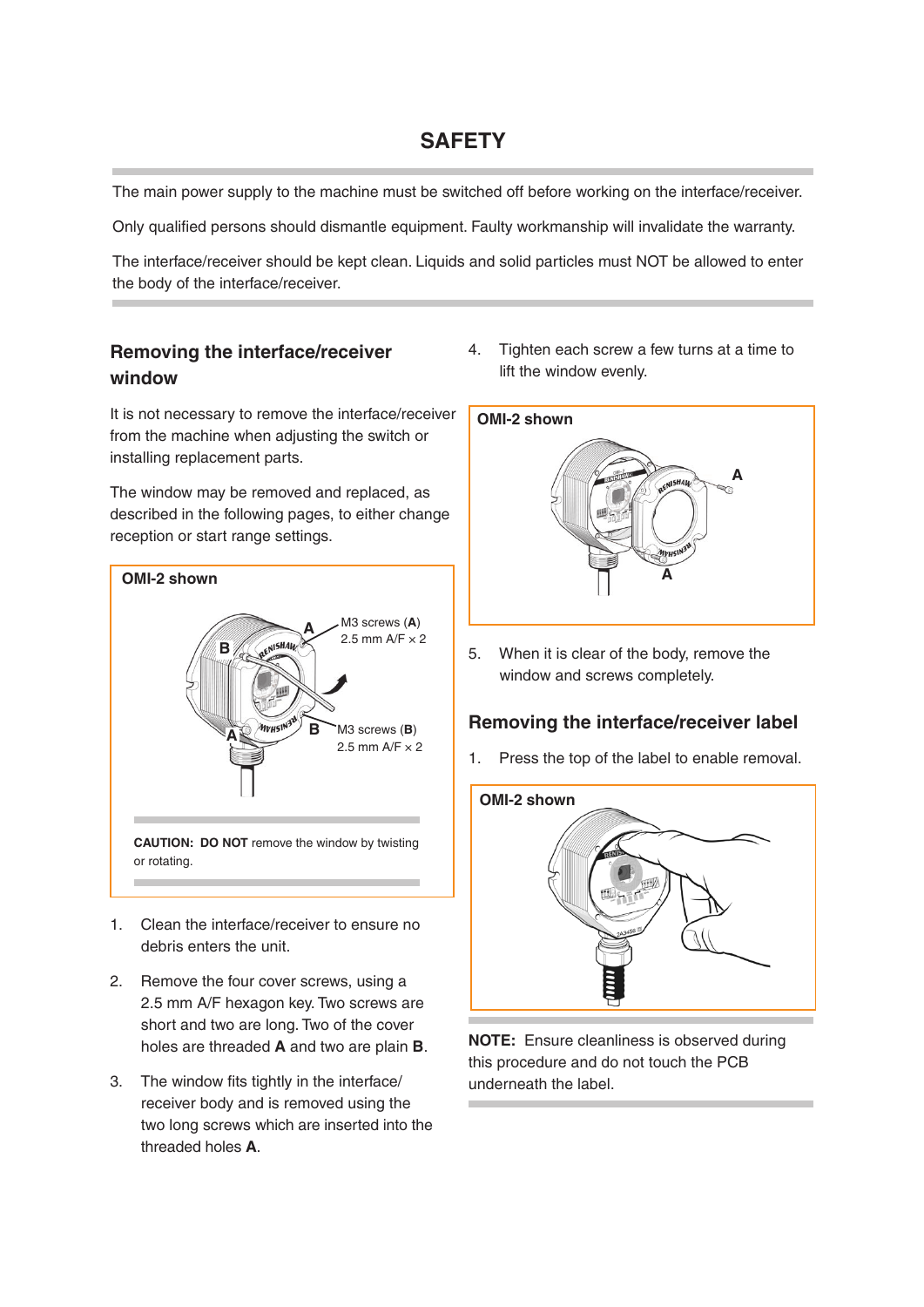## SAFETY

The main power supply to the machine must be switched off before working on the interface/receiver.

Only qualified persons should dismantle equipment. Faulty workmanship will invalidate the warranty.

The interface/receiver should be kept clean. Liquids and solid particles must NOT be allowed to enter the body of the interface/receiver.

### Removing the interface/receiver window

It is not necessary to remove the interface/receiver from the machine when adjusting the switch or installing replacement parts.

The window may be removed and replaced, as described in the following pages, to either change reception or start range settings.

**OMI-2 shown**

M3 screws (**A**) 2.5 mm A/F × 2

M3 screws (**B**) 2.5 mm A/F × 2

**CAUTION: DO NOT** remove the window by twisting or rotating.

1. Clean the interface/receiver to ensure no debris enters the unit.
2. Remove the four cover screws, using a 2.5 mm A/F hexagon key. Two screws are short and two are long. Two of the cover holes are threaded **A** and two are plain **B**.
3. The window fits tightly in the interface/receiver body and is removed using the two long screws which are inserted into the threaded holes **A**.
4. Tighten each screw a few turns at a time to lift the window evenly.

**OMI-2 shown**

5. When it is clear of the body, remove the window and screws completely.

### Removing the interface/receiver label

1. Press the top of the label to enable removal.

**OMI-2 shown**

**NOTE:** Ensure cleanliness is observed during this procedure and do not touch the PCB underneath the label.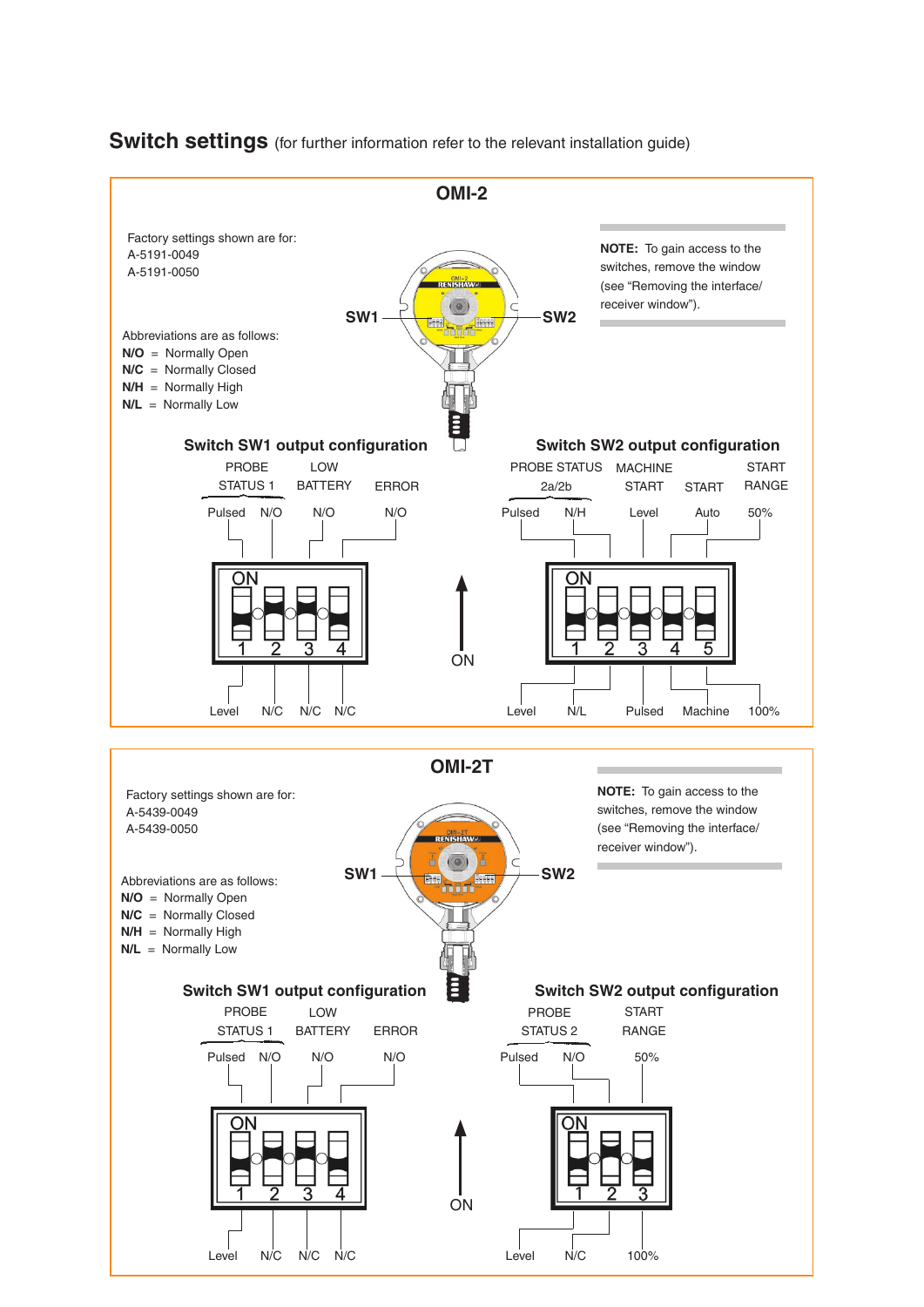## Switch settings (for further information refer to the relevant installation guide)

### OMI-2

Factory settings shown are for:
A-5191-0049
A-5191-0050

**NOTE:** To gain access to the switches, remove the window (see "Removing the interface/ receiver window").

Abbreviations are as follows:
**N/O** = Normally Open
**N/C** = Normally Closed
**N/H** = Normally High
**N/L** = Normally Low

SW1 SW2

#### Switch SW1 output configuration

| Switch | Function | ON | OFF |
|---|---|---|---|
| 1 | PROBE STATUS 1 | Pulsed | Level |
| 2 | PROBE STATUS 1 | N/O | N/C |
| 3 | LOW BATTERY | N/O | N/C |
| 4 | ERROR | N/O | N/C |

#### Switch SW2 output configuration

| Switch | Function | ON | OFF |
|---|---|---|---|
| 1 | PROBE STATUS 2a/2b | Pulsed | Level |
| 2 | PROBE STATUS 2a/2b | N/H | N/L |
| 3 | MACHINE START | Level | Pulsed |
| 4 | START | Auto | Machine |
| 5 | START RANGE | 50% | 100% |

### OMI-2T

Factory settings shown are for:
A-5439-0049
A-5439-0050

**NOTE:** To gain access to the switches, remove the window (see "Removing the interface/ receiver window").

Abbreviations are as follows:
**N/O** = Normally Open
**N/C** = Normally Closed
**N/H** = Normally High
**N/L** = Normally Low

SW1 SW2

#### Switch SW1 output configuration

| Switch | Function | ON | OFF |
|---|---|---|---|
| 1 | PROBE STATUS 1 | Pulsed | Level |
| 2 | PROBE STATUS 1 | N/O | N/C |
| 3 | LOW BATTERY | N/O | N/C |
| 4 | ERROR | N/O | N/C |

#### Switch SW2 output configuration

| Switch | Function | ON | OFF |
|---|---|---|---|
| 1 | PROBE STATUS 2 | Pulsed | Level |
| 2 | PROBE STATUS 2 | N/O | N/C |
| 3 | START RANGE | 50% | 100% |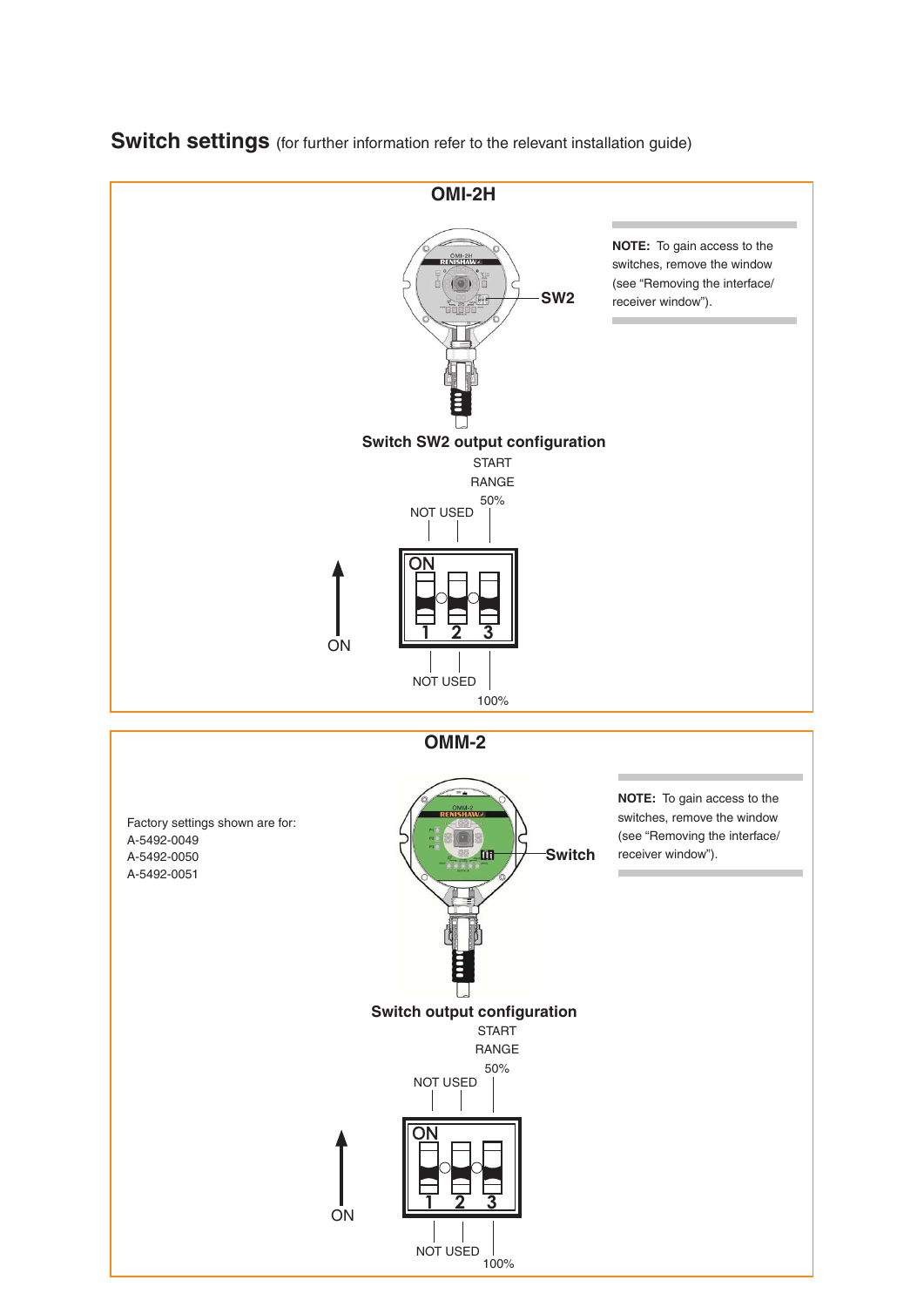## Switch settings (for further information refer to the relevant installation guide)

### OMI-2H

SW2

**NOTE:** To gain access to the switches, remove the window (see "Removing the interface/receiver window").

**Switch SW2 output configuration**

START RANGE

NOT USED 50%

ON

1 2 3

ON

NOT USED 100%

### OMM-2

Factory settings shown are for:
A-5492-0049
A-5492-0050
A-5492-0051

Switch

**NOTE:** To gain access to the switches, remove the window (see "Removing the interface/receiver window").

**Switch output configuration**

START RANGE

NOT USED 50%

ON

1 2 3

ON

NOT USED 100%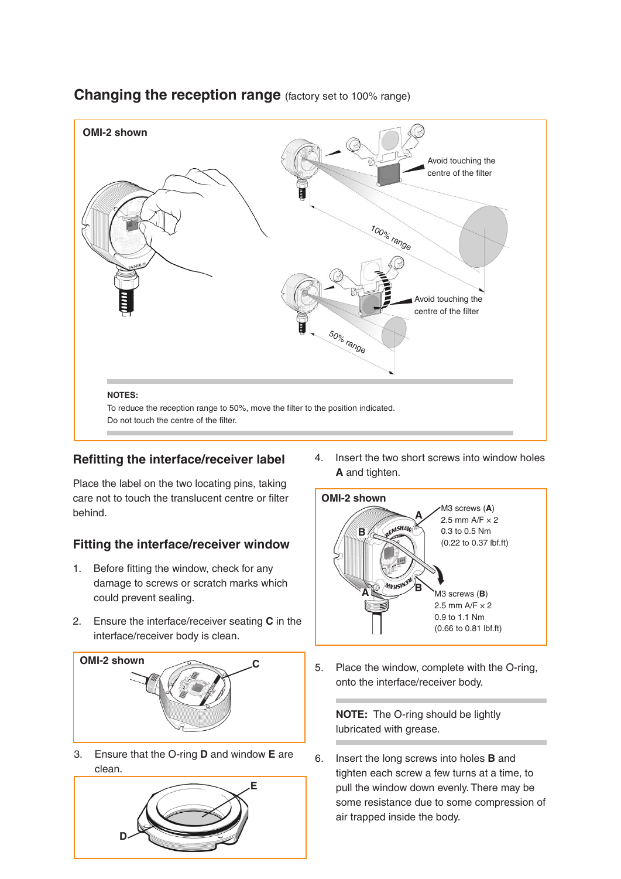## Changing the reception range (factory set to 100% range)

OMI-2 shown

Avoid touching the centre of the filter

100% range

Avoid touching the centre of the filter

50% range

**NOTES:**

To reduce the reception range to 50%, move the filter to the position indicated.

Do not touch the centre of the filter.

### Refitting the interface/receiver label

Place the label on the two locating pins, taking care not to touch the translucent centre or filter behind.

### Fitting the interface/receiver window

1. Before fitting the window, check for any damage to screws or scratch marks which could prevent sealing.

2. Ensure the interface/receiver seating **C** in the interface/receiver body is clean.

OMI-2 shown

3. Ensure that the O-ring **D** and window **E** are clean.

4. Insert the two short screws into window holes **A** and tighten.

OMI-2 shown

M3 screws (**A**)
2.5 mm A/F × 2
0.3 to 0.5 Nm
(0.22 to 0.37 lbf.ft)

M3 screws (**B**)
2.5 mm A/F × 2
0.9 to 1.1 Nm
(0.66 to 0.81 lbf.ft)

5. Place the window, complete with the O-ring, onto the interface/receiver body.

**NOTE:** The O-ring should be lightly lubricated with grease.

6. Insert the long screws into holes **B** and tighten each screw a few turns at a time, to pull the window down evenly. There may be some resistance due to some compression of air trapped inside the body.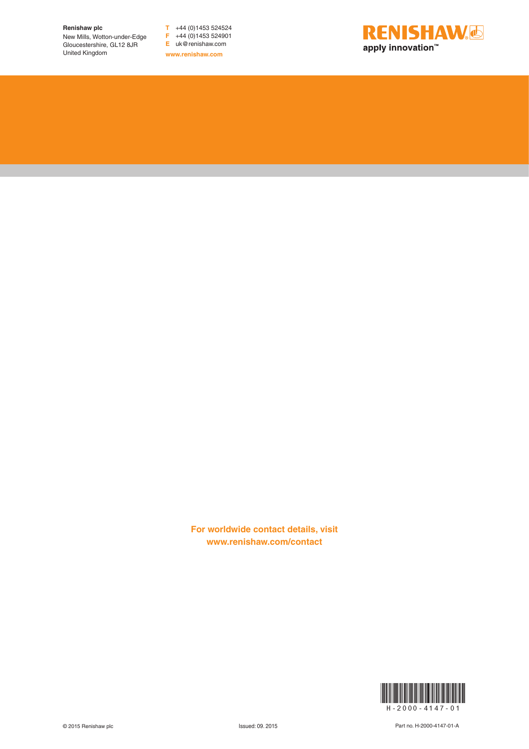**Renishaw plc**
New Mills, Wotton-under-Edge
Gloucestershire, GL12 8JR
United Kingdom

**T** +44 (0)1453 524524
**F** +44 (0)1453 524901
**E** uk@renishaw.com
**www.renishaw.com**

RENISHAW
apply innovation™

**For worldwide contact details, visit**
**www.renishaw.com/contact**

H-2000-4147-01

© 2015 Renishaw plc

Issued: 09. 2015

Part no. H-2000-4147-01-A